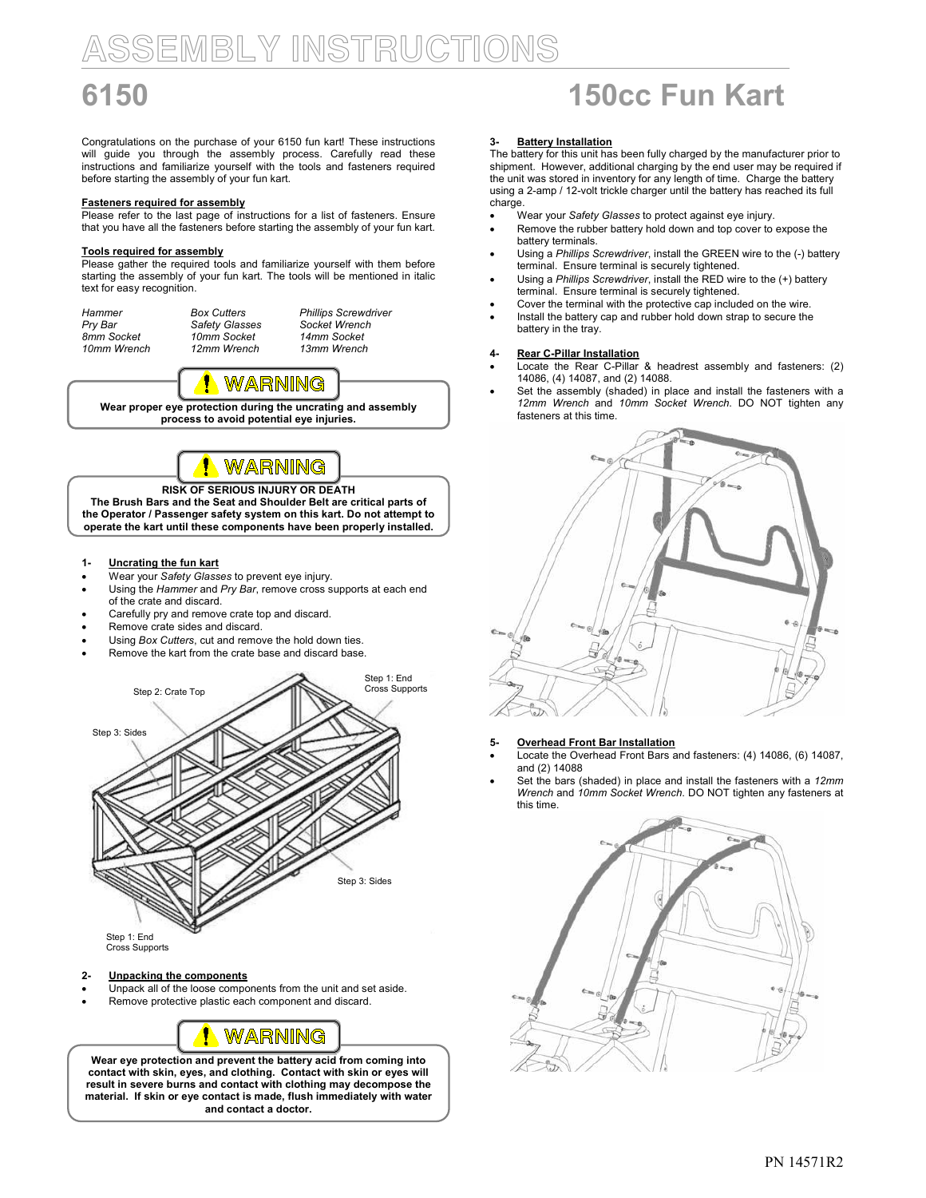# ASSEMBLY INSTRUCTIONS

# 6150 150cc Fun Kart

Congratulations on the purchase of your 6150 fun kart! These instructions will guide you through the assembly process. Carefully read these instructions and familiarize yourself with the tools and fasteners required before starting the assembly of your fun kart.

**Fasteners required for assembly**

Please refer to the last page of instructions for a list of fasteners. Ensure that you have all the fasteners before starting the assembly of your fun kart.

**Tools required for assembly**

Please gather the required tools and familiarize yourself with them before starting the assembly of your fun kart. The tools will be mentioned in italic text for easy recognition.

| | | |
|---|---|---|
| *Hammer* | *Box Cutters* | *Phillips Screwdriver* |
| *Pry Bar* | *Safety Glasses* | *Socket Wrench* |
| *8mm Socket* | *10mm Socket* | *14mm Socket* |
| *10mm Wrench* | *12mm Wrench* | *13mm Wrench* |

**WARNING**

**Wear proper eye protection during the uncrating and assembly process to avoid potential eye injuries.**

**WARNING**

**RISK OF SERIOUS INJURY OR DEATH**
**The Brush Bars and the Seat and Shoulder Belt are critical parts of the Operator / Passenger safety system on this kart. Do not attempt to operate the kart until these components have been properly installed.**

**1- Uncrating the fun kart**

- Wear your *Safety Glasses* to prevent eye injury.
- Using the *Hammer* and *Pry Bar*, remove cross supports at each end of the crate and discard.
- Carefully pry and remove crate top and discard.
- Remove crate sides and discard.
- Using *Box Cutters*, cut and remove the hold down ties.
- Remove the kart from the crate base and discard base.

Step 1: End Cross Supports

Step 2: Crate Top

Step 3: Sides

Step 3: Sides

Step 1: End Cross Supports

**2- Unpacking the components**

- Unpack all of the loose components from the unit and set aside.
- Remove protective plastic each component and discard.

**WARNING**

**Wear eye protection and prevent the battery acid from coming into contact with skin, eyes, and clothing. Contact with skin or eyes will result in severe burns and contact with clothing may decompose the material. If skin or eye contact is made, flush immediately with water and contact a doctor.**

**3- Battery Installation**

The battery for this unit has been fully charged by the manufacturer prior to shipment. However, additional charging by the end user may be required if the unit was stored in inventory for any length of time. Charge the battery using a 2-amp / 12-volt trickle charger until the battery has reached its full charge.

- Wear your *Safety Glasses* to protect against eye injury.
- Remove the rubber battery hold down and top cover to expose the battery terminals.
- Using a *Phillips Screwdriver*, install the GREEN wire to the (-) battery terminal. Ensure terminal is securely tightened.
- Using a *Phillips Screwdriver*, install the RED wire to the (+) battery terminal. Ensure terminal is securely tightened.
- Cover the terminal with the protective cap included on the wire.
- Install the battery cap and rubber hold down strap to secure the battery in the tray.

**4- Rear C-Pillar Installation**

- Locate the Rear C-Pillar & headrest assembly and fasteners: (2) 14086, (4) 14087, and (2) 14088.
- Set the assembly (shaded) in place and install the fasteners with a *12mm Wrench* and *10mm Socket Wrench*. DO NOT tighten any fasteners at this time.

**5- Overhead Front Bar Installation**

- Locate the Overhead Front Bars and fasteners: (4) 14086, (6) 14087, and (2) 14088
- Set the bars (shaded) in place and install the fasteners with a *12mm Wrench* and *10mm Socket Wrench*. DO NOT tighten any fasteners at this time.

PN 14571R2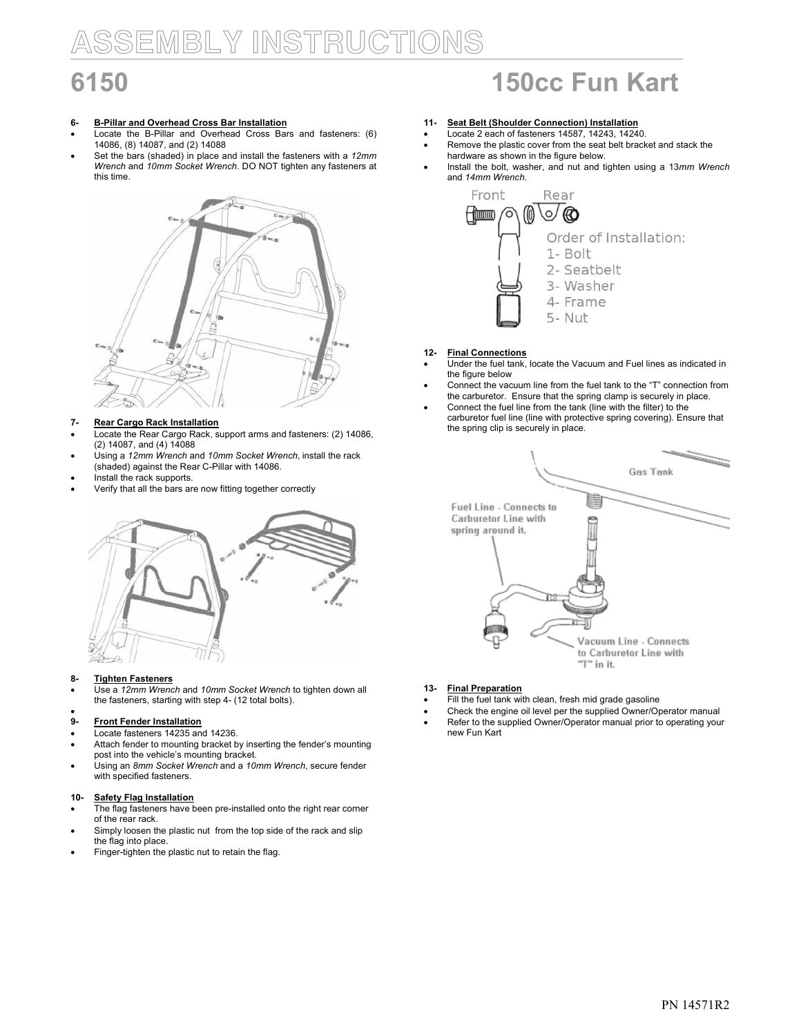**6- B-Pillar and Overhead Cross Bar Installation**

- Locate the B-Pillar and Overhead Cross Bars and fasteners: (6) 14086, (8) 14087, and (2) 14088
- Set the bars (shaded) in place and install the fasteners with a *12mm Wrench* and *10mm Socket Wrench*. DO NOT tighten any fasteners at this time.

**7- Rear Cargo Rack Installation**

- Locate the Rear Cargo Rack, support arms and fasteners: (2) 14086, (2) 14087, and (4) 14088
- Using a *12mm Wrench* and *10mm Socket Wrench*, install the rack (shaded) against the Rear C-Pillar with 14086.
- Install the rack supports.
- Verify that all the bars are now fitting together correctly

**8- Tighten Fasteners**

- Use a *12mm Wrench* and *10mm Socket Wrench* to tighten down all the fasteners, starting with step 4- (12 total bolts).

**9- Front Fender Installation**

- Locate fasteners 14235 and 14236.
- Attach fender to mounting bracket by inserting the fender's mounting post into the vehicle's mounting bracket.
- Using an *8mm Socket Wrench* and a *10mm Wrench*, secure fender with specified fasteners.

**10- Safety Flag Installation**

- The flag fasteners have been pre-installed onto the right rear corner of the rear rack.
- Simply loosen the plastic nut from the top side of the rack and slip the flag into place.
- Finger-tighten the plastic nut to retain the flag.

**11- Seat Belt (Shoulder Connection) Installation**

- Locate 2 each of fasteners 14587, 14243, 14240.
- Remove the plastic cover from the seat belt bracket and stack the hardware as shown in the figure below.
- Install the bolt, washer, and nut and tighten using a 13*mm Wrench* and *14mm Wrench*.

Order of Installation:
1- Bolt
2- Seatbelt
3- Washer
4- Frame
5- Nut

**12- Final Connections**

- Under the fuel tank, locate the Vacuum and Fuel lines as indicated in the figure below
- Connect the vacuum line from the fuel tank to the "T" connection from the carburetor. Ensure that the spring clamp is securely in place.
- Connect the fuel line from the tank (line with the filter) to the carburetor fuel line (line with protective spring covering). Ensure that the spring clip is securely in place.

**13- Final Preparation**

- Fill the fuel tank with clean, fresh mid grade gasoline
- Check the engine oil level per the supplied Owner/Operator manual
- Refer to the supplied Owner/Operator manual prior to operating your new Fun Kart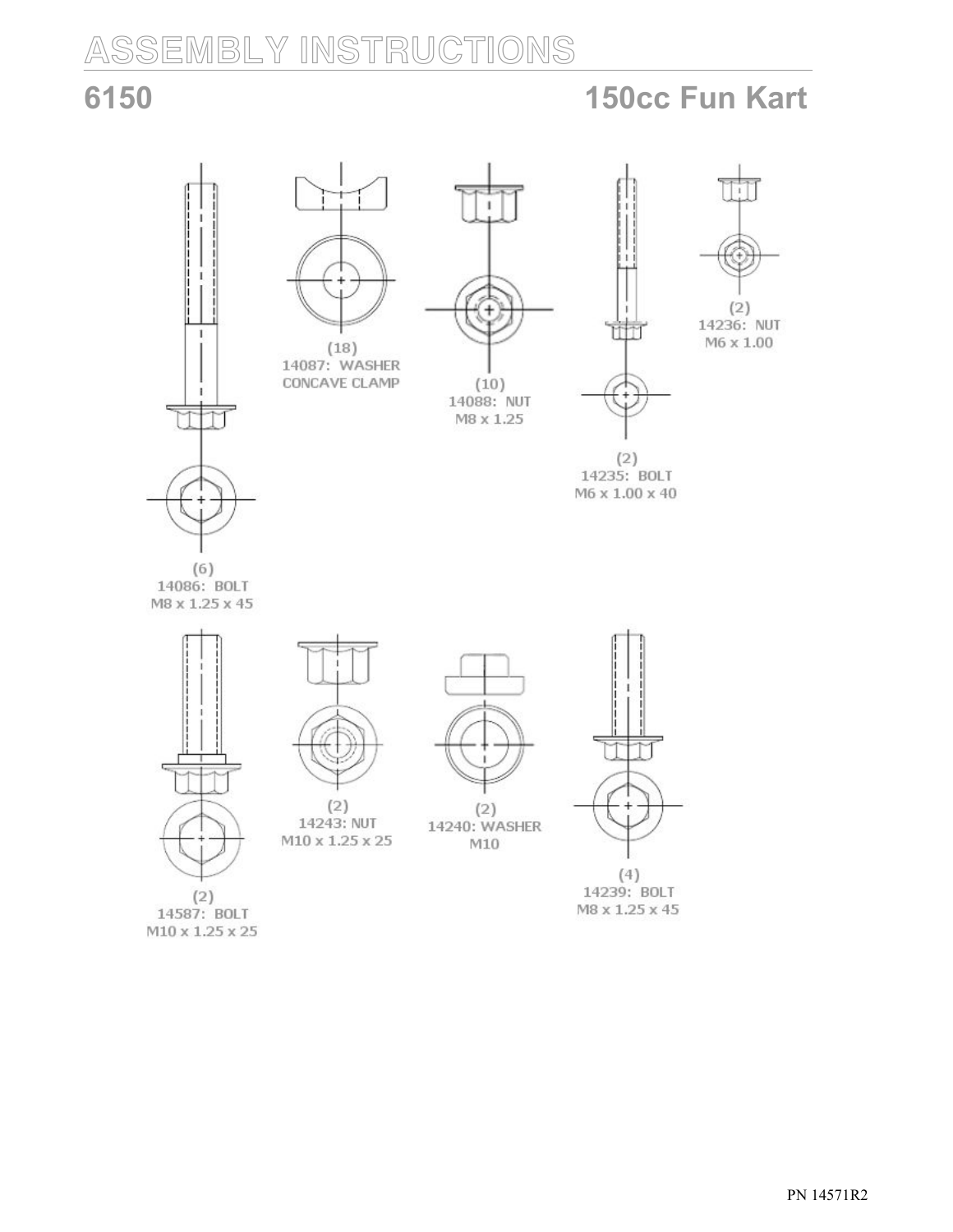# ASSEMBLY INSTRUCTIONS

## 6150 150cc Fun Kart

(6)
14086: BOLT
M8 x 1.25 x 45

(18)
14087: WASHER
CONCAVE CLAMP

(10)
14088: NUT
M8 x 1.25

(2)
14235: BOLT
M6 x 1.00 x 40

(2)
14236: NUT
M6 x 1.00

(2)
14587: BOLT
M10 x 1.25 x 25

(2)
14243: NUT
M10 x 1.25 x 25

(2)
14240: WASHER
M10

(4)
14239: BOLT
M8 x 1.25 x 45

PN 14571R2